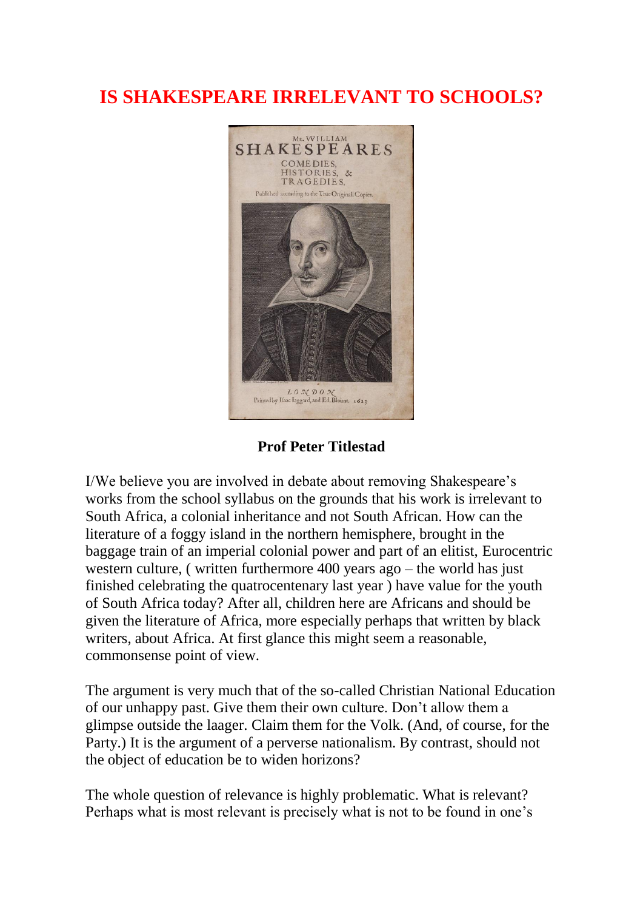# IS SHAKESPEARE IRRELEVANT TO SCHOOLS?

**Prof Peter Titlestad**

I/We believe you are involved in debate about removing Shakespeare's works from the school syllabus on the grounds that his work is irrelevant to South Africa, a colonial inheritance and not South African. How can the literature of a foggy island in the northern hemisphere, brought in the baggage train of an imperial colonial power and part of an elitist, Eurocentric western culture, ( written furthermore 400 years ago – the world has just finished celebrating the quatrocentenary last year ) have value for the youth of South Africa today? After all, children here are Africans and should be given the literature of Africa, more especially perhaps that written by black writers, about Africa. At first glance this might seem a reasonable, commonsense point of view.

The argument is very much that of the so-called Christian National Education of our unhappy past. Give them their own culture. Don't allow them a glimpse outside the laager. Claim them for the Volk. (And, of course, for the Party.) It is the argument of a perverse nationalism. By contrast, should not the object of education be to widen horizons?

The whole question of relevance is highly problematic. What is relevant? Perhaps what is most relevant is precisely what is not to be found in one's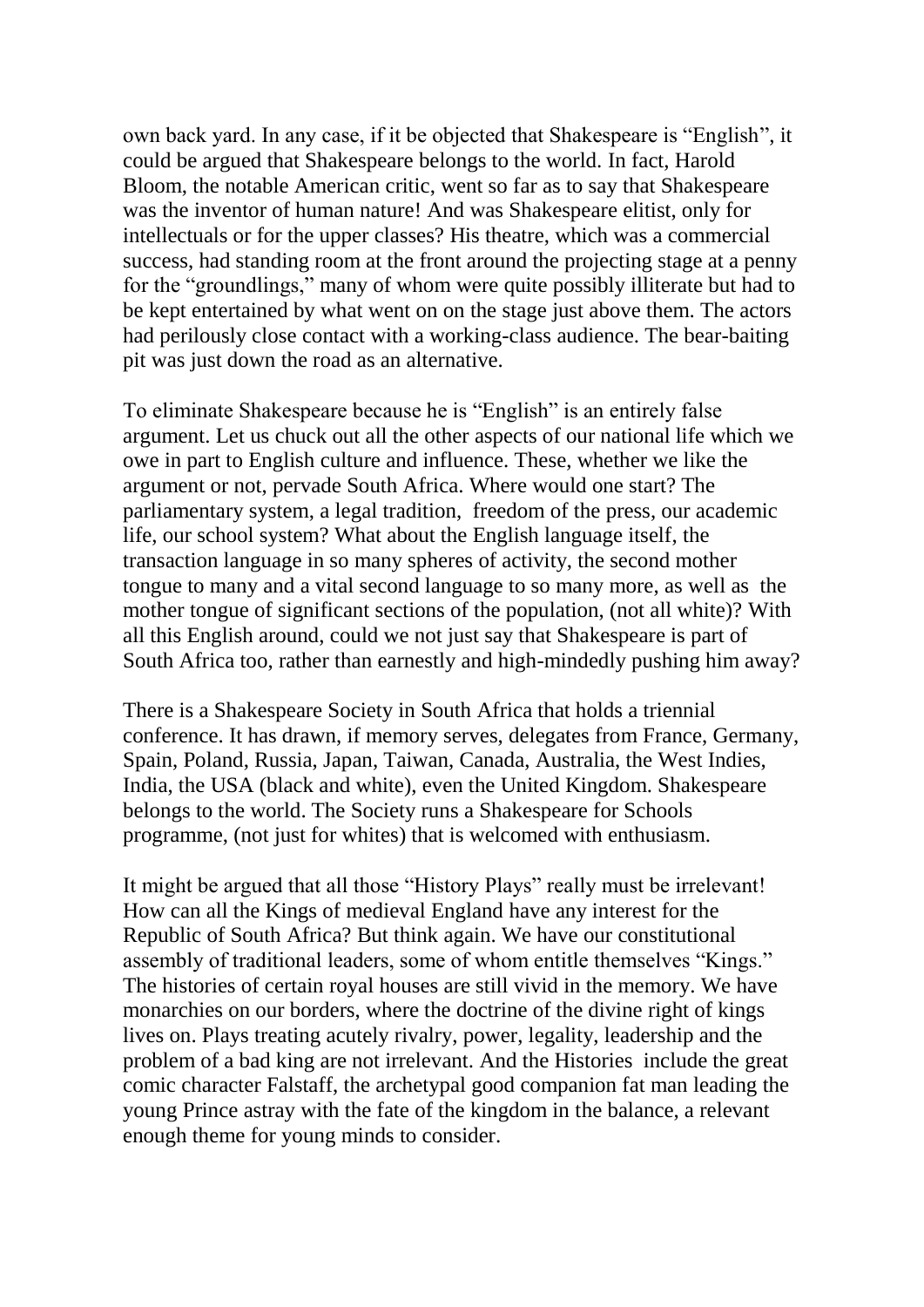own back yard. In any case, if it be objected that Shakespeare is "English", it could be argued that Shakespeare belongs to the world. In fact, Harold Bloom, the notable American critic, went so far as to say that Shakespeare was the inventor of human nature! And was Shakespeare elitist, only for intellectuals or for the upper classes? His theatre, which was a commercial success, had standing room at the front around the projecting stage at a penny for the "groundlings," many of whom were quite possibly illiterate but had to be kept entertained by what went on on the stage just above them. The actors had perilously close contact with a working-class audience. The bear-baiting pit was just down the road as an alternative.

To eliminate Shakespeare because he is "English" is an entirely false argument. Let us chuck out all the other aspects of our national life which we owe in part to English culture and influence. These, whether we like the argument or not, pervade South Africa. Where would one start? The parliamentary system, a legal tradition, freedom of the press, our academic life, our school system? What about the English language itself, the transaction language in so many spheres of activity, the second mother tongue to many and a vital second language to so many more, as well as the mother tongue of significant sections of the population, (not all white)? With all this English around, could we not just say that Shakespeare is part of South Africa too, rather than earnestly and high-mindedly pushing him away?

There is a Shakespeare Society in South Africa that holds a triennial conference. It has drawn, if memory serves, delegates from France, Germany, Spain, Poland, Russia, Japan, Taiwan, Canada, Australia, the West Indies, India, the USA (black and white), even the United Kingdom. Shakespeare belongs to the world. The Society runs a Shakespeare for Schools programme, (not just for whites) that is welcomed with enthusiasm.

It might be argued that all those "History Plays" really must be irrelevant! How can all the Kings of medieval England have any interest for the Republic of South Africa? But think again. We have our constitutional assembly of traditional leaders, some of whom entitle themselves "Kings." The histories of certain royal houses are still vivid in the memory. We have monarchies on our borders, where the doctrine of the divine right of kings lives on. Plays treating acutely rivalry, power, legality, leadership and the problem of a bad king are not irrelevant. And the Histories include the great comic character Falstaff, the archetypal good companion fat man leading the young Prince astray with the fate of the kingdom in the balance, a relevant enough theme for young minds to consider.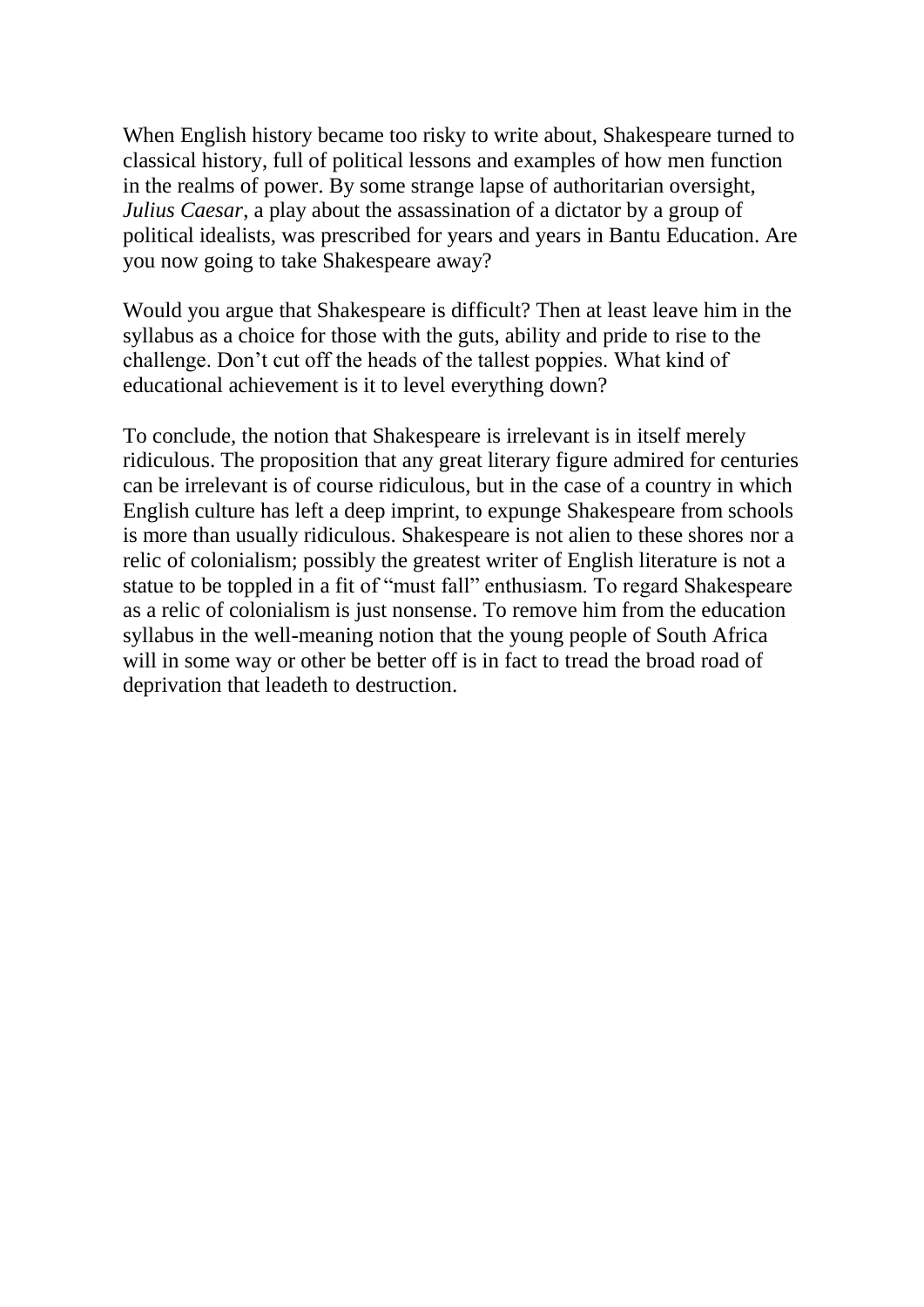When English history became too risky to write about, Shakespeare turned to classical history, full of political lessons and examples of how men function in the realms of power. By some strange lapse of authoritarian oversight, *Julius Caesar*, a play about the assassination of a dictator by a group of political idealists, was prescribed for years and years in Bantu Education. Are you now going to take Shakespeare away?

Would you argue that Shakespeare is difficult? Then at least leave him in the syllabus as a choice for those with the guts, ability and pride to rise to the challenge. Don't cut off the heads of the tallest poppies. What kind of educational achievement is it to level everything down?

To conclude, the notion that Shakespeare is irrelevant is in itself merely ridiculous. The proposition that any great literary figure admired for centuries can be irrelevant is of course ridiculous, but in the case of a country in which English culture has left a deep imprint, to expunge Shakespeare from schools is more than usually ridiculous. Shakespeare is not alien to these shores nor a relic of colonialism; possibly the greatest writer of English literature is not a statue to be toppled in a fit of "must fall" enthusiasm. To regard Shakespeare as a relic of colonialism is just nonsense. To remove him from the education syllabus in the well-meaning notion that the young people of South Africa will in some way or other be better off is in fact to tread the broad road of deprivation that leadeth to destruction.